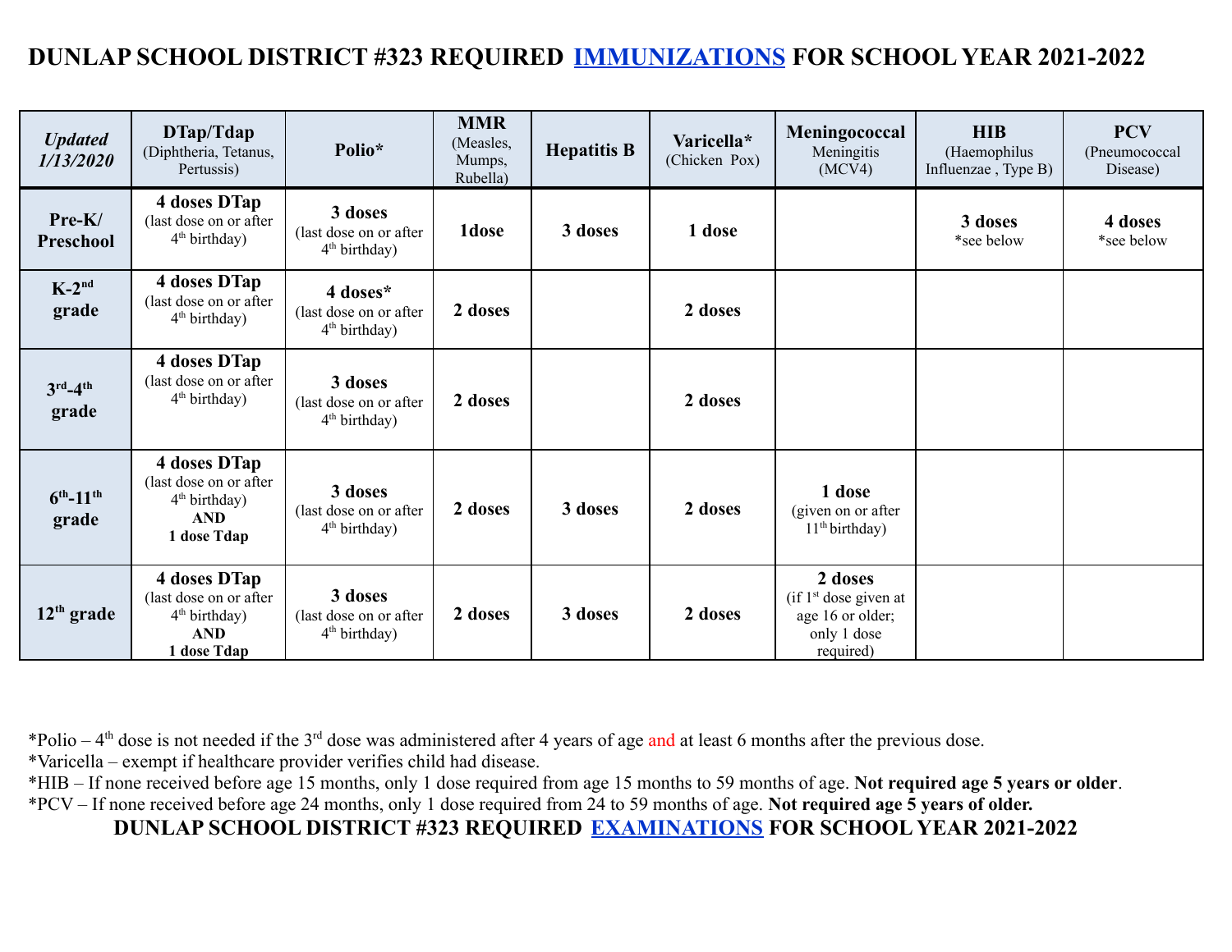# DUNLAP SCHOOL DISTRICT #323 REQUIRED IMMUNIZATIONS FOR SCHOOL YEAR 2021-2022

| *Updated 1/13/2020* | **DTap/Tdap** (Diphtheria, Tetanus, Pertussis) | **Polio*** | **MMR** (Measles, Mumps, Rubella) | **Hepatitis B** | **Varicella*** (Chicken Pox) | **Meningococcal** Meningitis (MCV4) | **HIB** (Haemophilus Influenzae , Type B) | **PCV** (Pneumococcal Disease) |
|---|---|---|---|---|---|---|---|---|
| **Pre-K/ Preschool** | **4 doses DTap** (last dose on or after 4th birthday) | **3 doses** (last dose on or after 4th birthday) | **1dose** | **3 doses** | **1 dose** | | **3 doses** *see below | **4 doses** *see below |
| **K-2nd grade** | **4 doses DTap** (last dose on or after 4th birthday) | **4 doses*** (last dose on or after 4th birthday) | **2 doses** | | **2 doses** | | | |
| **3rd-4th grade** | **4 doses DTap** (last dose on or after 4th birthday) | **3 doses** (last dose on or after 4th birthday) | **2 doses** | | **2 doses** | | | |
| **6th-11th grade** | **4 doses DTap** (last dose on or after 4th birthday) **AND 1 dose Tdap** | **3 doses** (last dose on or after 4th birthday) | **2 doses** | **3 doses** | **2 doses** | **1 dose** (given on or after 11th birthday) | | |
| **12th grade** | **4 doses DTap** (last dose on or after 4th birthday) **AND 1 dose Tdap** | **3 doses** (last dose on or after 4th birthday) | **2 doses** | **3 doses** | **2 doses** | **2 doses** (if 1st dose given at age 16 or older; only 1 dose required) | | |

*Polio – 4th dose is not needed if the 3rd dose was administered after 4 years of age and at least 6 months after the previous dose.

*Varicella – exempt if healthcare provider verifies child had disease.

*HIB – If none received before age 15 months, only 1 dose required from age 15 months to 59 months of age. **Not required age 5 years or older**.

*PCV – If none received before age 24 months, only 1 dose required from 24 to 59 months of age. **Not required age 5 years of older.**

## DUNLAP SCHOOL DISTRICT #323 REQUIRED EXAMINATIONS FOR SCHOOL YEAR 2021-2022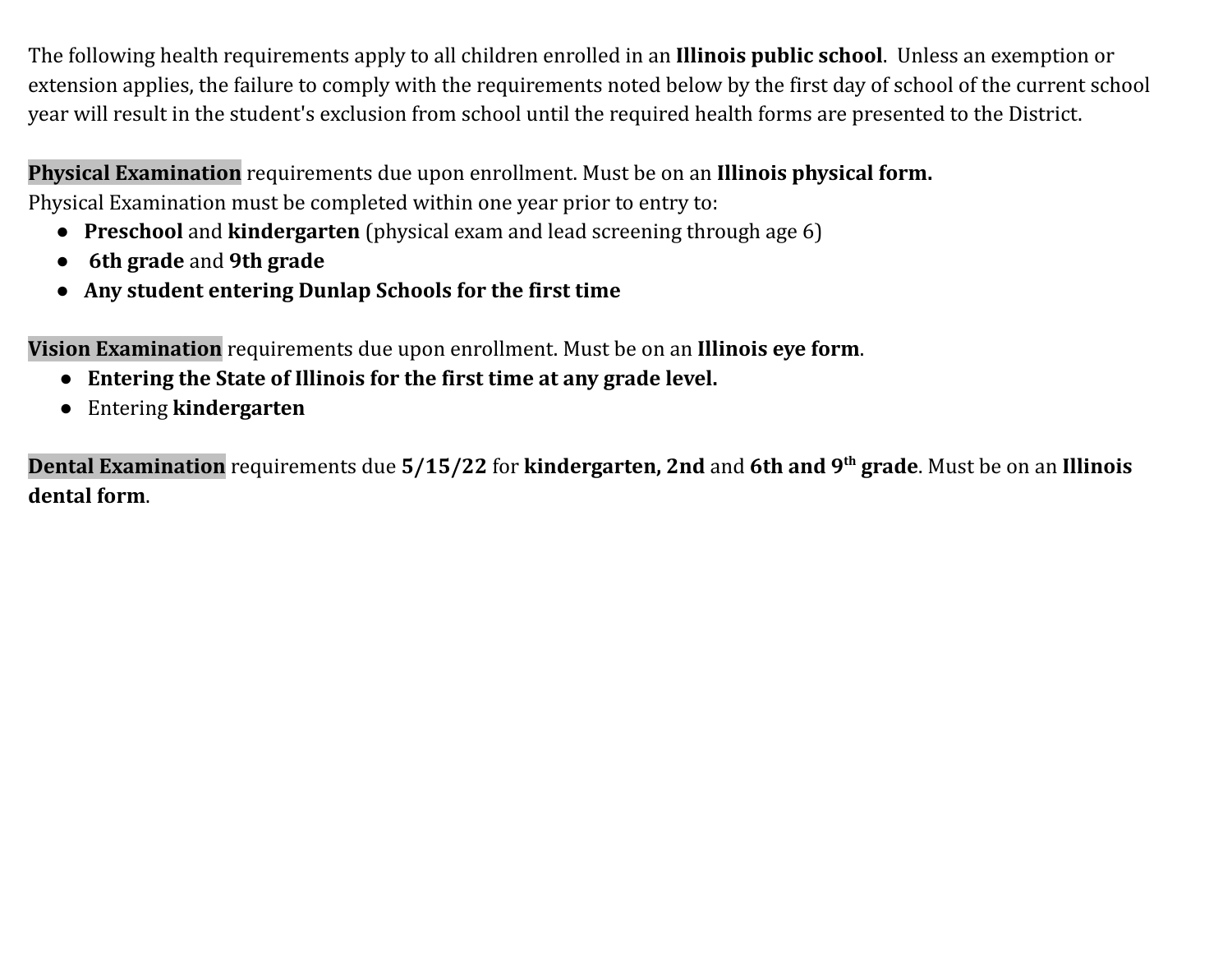The following health requirements apply to all children enrolled in an **Illinois public school**. Unless an exemption or extension applies, the failure to comply with the requirements noted below by the first day of school of the current school year will result in the student's exclusion from school until the required health forms are presented to the District.

**Physical Examination** requirements due upon enrollment. Must be on an **Illinois physical form.**
Physical Examination must be completed within one year prior to entry to:

- **Preschool** and **kindergarten** (physical exam and lead screening through age 6)
- **6th grade** and **9th grade**
- **Any student entering Dunlap Schools for the first time**

**Vision Examination** requirements due upon enrollment. Must be on an **Illinois eye form**.

- **Entering the State of Illinois for the first time at any grade level.**
- Entering **kindergarten**

**Dental Examination** requirements due **5/15/22** for **kindergarten, 2nd** and **6th and 9th grade**. Must be on an **Illinois dental form**.